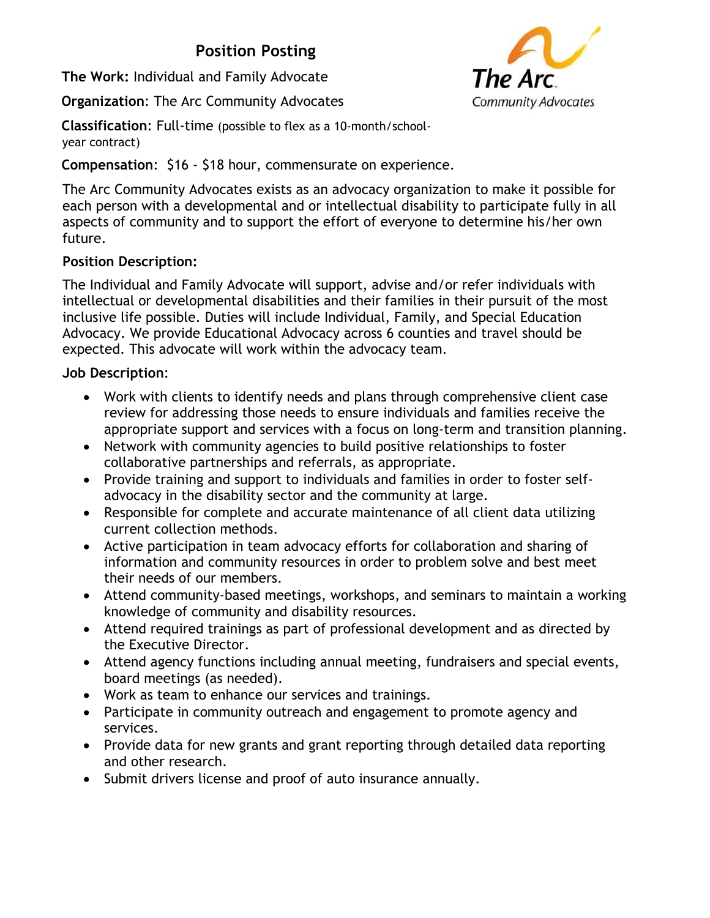# Position Posting

**The Work:** Individual and Family Advocate

**Organization**: The Arc Community Advocates

**Classification**: Full-time (possible to flex as a 10-month/school-year contract)

**Compensation**: $16 - $18 hour, commensurate on experience.

The Arc Community Advocates exists as an advocacy organization to make it possible for each person with a developmental and or intellectual disability to participate fully in all aspects of community and to support the effort of everyone to determine his/her own future.

**Position Description:**

The Individual and Family Advocate will support, advise and/or refer individuals with intellectual or developmental disabilities and their families in their pursuit of the most inclusive life possible. Duties will include Individual, Family, and Special Education Advocacy. We provide Educational Advocacy across 6 counties and travel should be expected. This advocate will work within the advocacy team.

**Job Description**:

- Work with clients to identify needs and plans through comprehensive client case review for addressing those needs to ensure individuals and families receive the appropriate support and services with a focus on long-term and transition planning.
- Network with community agencies to build positive relationships to foster collaborative partnerships and referrals, as appropriate.
- Provide training and support to individuals and families in order to foster self-advocacy in the disability sector and the community at large.
- Responsible for complete and accurate maintenance of all client data utilizing current collection methods.
- Active participation in team advocacy efforts for collaboration and sharing of information and community resources in order to problem solve and best meet their needs of our members.
- Attend community-based meetings, workshops, and seminars to maintain a working knowledge of community and disability resources.
- Attend required trainings as part of professional development and as directed by the Executive Director.
- Attend agency functions including annual meeting, fundraisers and special events, board meetings (as needed).
- Work as team to enhance our services and trainings.
- Participate in community outreach and engagement to promote agency and services.
- Provide data for new grants and grant reporting through detailed data reporting and other research.
- Submit drivers license and proof of auto insurance annually.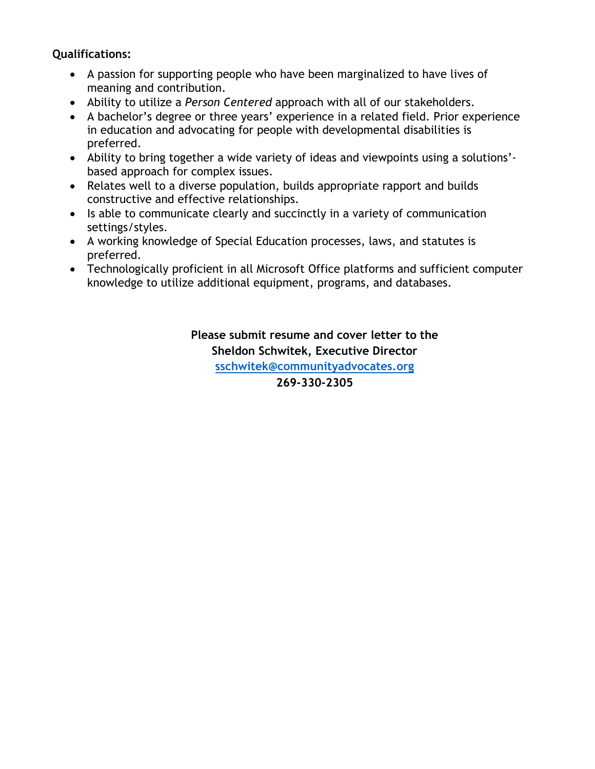**Qualifications:**

- A passion for supporting people who have been marginalized to have lives of meaning and contribution.
- Ability to utilize a *Person Centered* approach with all of our stakeholders.
- A bachelor's degree or three years' experience in a related field. Prior experience in education and advocating for people with developmental disabilities is preferred.
- Ability to bring together a wide variety of ideas and viewpoints using a solutions'-based approach for complex issues.
- Relates well to a diverse population, builds appropriate rapport and builds constructive and effective relationships.
- Is able to communicate clearly and succinctly in a variety of communication settings/styles.
- A working knowledge of Special Education processes, laws, and statutes is preferred.
- Technologically proficient in all Microsoft Office platforms and sufficient computer knowledge to utilize additional equipment, programs, and databases.

**Please submit resume and cover letter to the**
**Sheldon Schwitek, Executive Director**
**sschwitek@communityadvocates.org**
**269-330-2305**